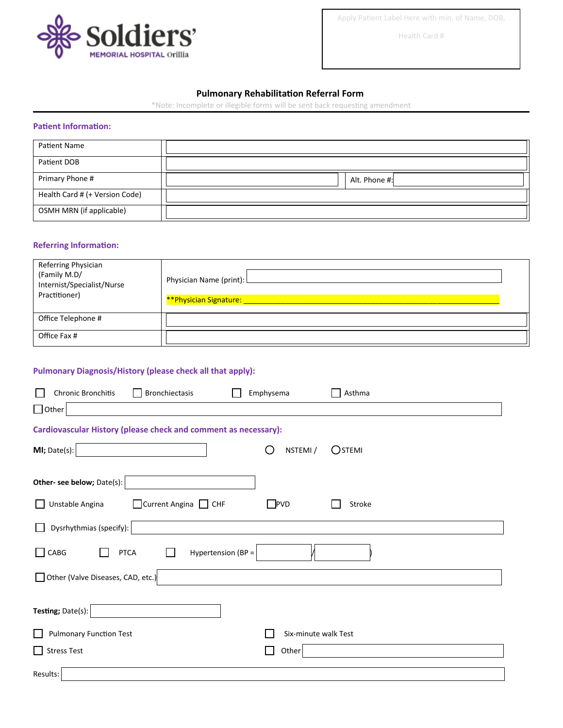Soldiers' MEMORIAL HOSPITAL Orillia

Apply Patient Label Here with min. of Name, DOB, Health Card #

# Pulmonary Rehabilitation Referral Form

*Note: Incomplete or illegible forms will be sent back requesting amendment

## Patient Information:

| Patient Name | |
|---|---|
| Patient DOB | |
| Primary Phone # | Alt. Phone #: |
| Health Card # (+ Version Code) | |
| OSMH MRN (if applicable) | |

## Referring Information:

| Referring Physician (Family M.D/ Internist/Specialist/Nurse Practitioner) | Physician Name (print): <br> **Physician Signature: ____________________ |
|---|---|
| Office Telephone # | |
| Office Fax # | |

## Pulmonary Diagnosis/History (please check all that apply):

☐ Chronic Bronchitis ☐ Bronchiectasis ☐ Emphysema ☐ Asthma

☐ Other ____________________

## Cardiovascular History (please check and comment as necessary):

**MI;** Date(s): ____________________ ○ NSTEMI / ○ STEMI

**Other- see below;** Date(s): ____________________

☐ Unstable Angina ☐ Current Angina ☐ CHF ☐ PVD ☐ Stroke

☐ Dysrhythmias (specify): ____________________

☐ CABG ☐ PTCA ☐ Hypertension (BP = ______ / ______ )

☐ Other (Valve Diseases, CAD, etc.) ____________________

**Testing;** Date(s): ____________________

☐ Pulmonary Function Test ☐ Six-minute walk Test

☐ Stress Test ☐ Other ____________________

Results: ____________________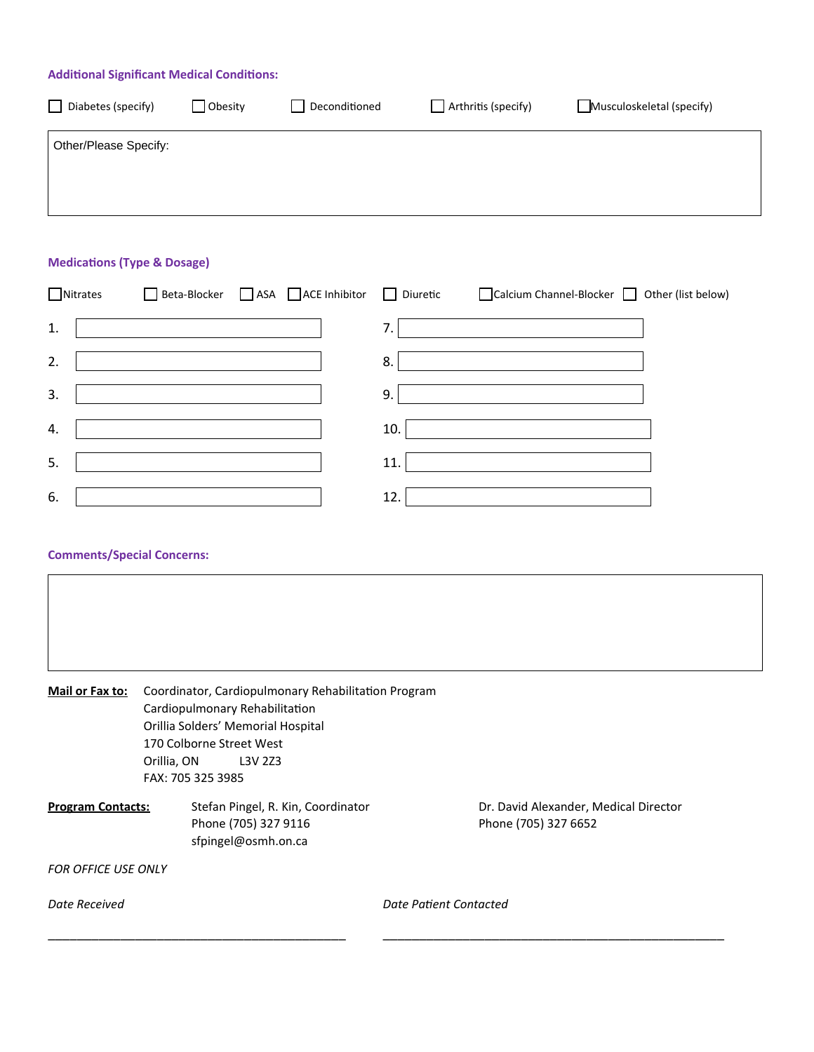### Additional Significant Medical Conditions:

☐ Diabetes (specify) ☐ Obesity ☐ Deconditioned ☐ Arthritis (specify) ☐ Musculoskeletal (specify)

Other/Please Specify:

### Medications (Type & Dosage)

☐ Nitrates ☐ Beta-Blocker ☐ ASA ☐ ACE Inhibitor ☐ Diuretic ☐ Calcium Channel-Blocker ☐ Other (list below)

| | | | |
|---|---|---|---|
| 1. | | 7. | |
| 2. | | 8. | |
| 3. | | 9. | |
| 4. | | 10. | |
| 5. | | 11. | |
| 6. | | 12. | |

### Comments/Special Concerns:

**Mail or Fax to:** Coordinator, Cardiopulmonary Rehabilitation Program
Cardiopulmonary Rehabilitation
Orillia Solders' Memorial Hospital
170 Colborne Street West
Orillia, ON L3V 2Z3
FAX: 705 325 3985

**Program Contacts:**

Stefan Pingel, R. Kin, Coordinator
Phone (705) 327 9116
sfpingel@osmh.on.ca

Dr. David Alexander, Medical Director
Phone (705) 327 6652

*FOR OFFICE USE ONLY*

*Date Received* ____________________

*Date Patient Contacted* ____________________